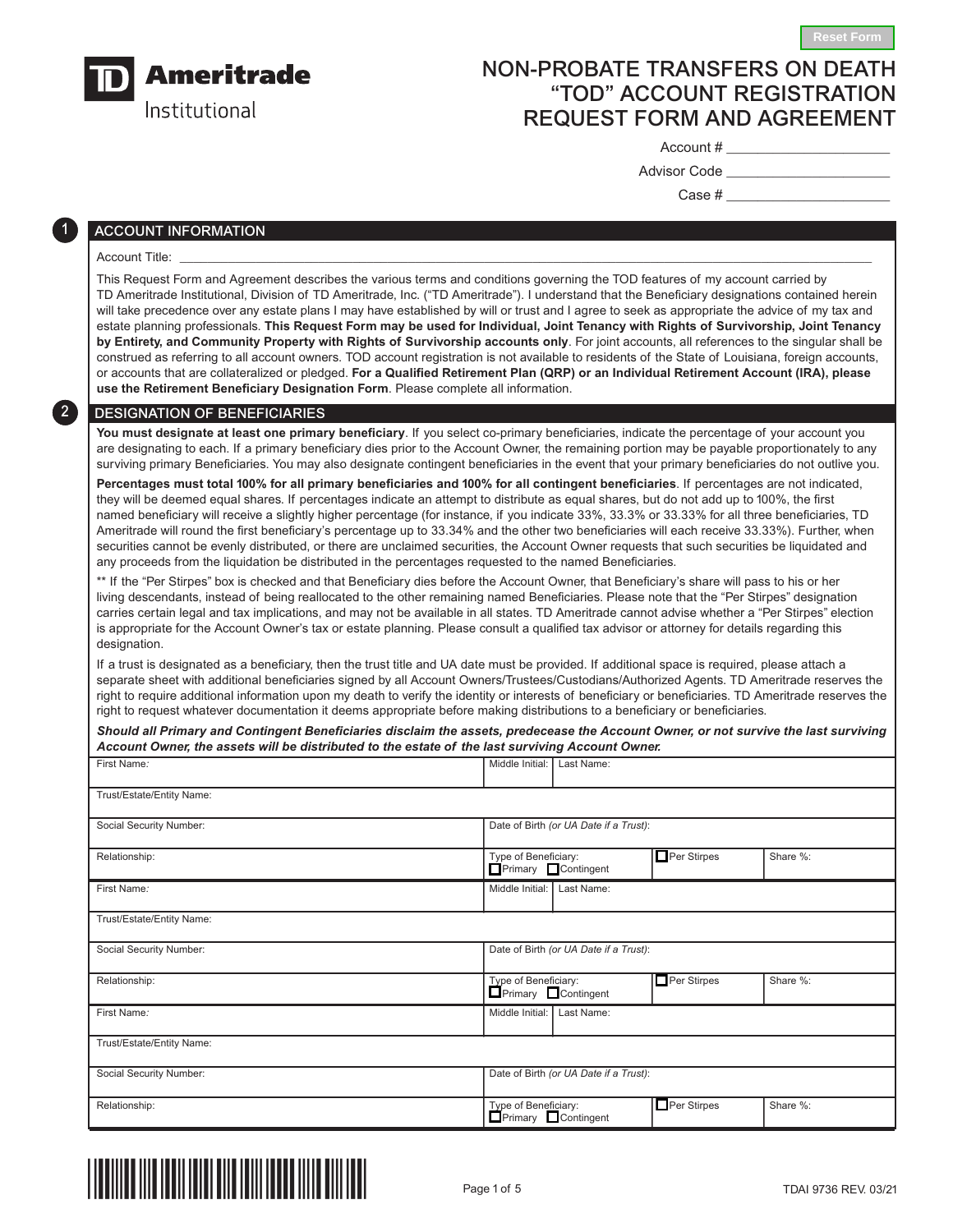TD Ameritrade Institutional

# NON-PROBATE TRANSFERS ON DEATH "TOD" ACCOUNT REGISTRATION REQUEST FORM AND AGREEMENT

Account # ____________________

Advisor Code ____________________

Case # ____________________

## 1 ACCOUNT INFORMATION

Account Title: ________________________________________________

This Request Form and Agreement describes the various terms and conditions governing the TOD features of my account carried by TD Ameritrade Institutional, Division of TD Ameritrade, Inc. ("TD Ameritrade"). I understand that the Beneficiary designations contained herein will take precedence over any estate plans I may have established by will or trust and I agree to seek as appropriate the advice of my tax and estate planning professionals. **This Request Form may be used for Individual, Joint Tenancy with Rights of Survivorship, Joint Tenancy by Entirety, and Community Property with Rights of Survivorship accounts only**. For joint accounts, all references to the singular shall be construed as referring to all account owners. TOD account registration is not available to residents of the State of Louisiana, foreign accounts, or accounts that are collateralized or pledged. **For a Qualified Retirement Plan (QRP) or an Individual Retirement Account (IRA), please use the Retirement Beneficiary Designation Form**. Please complete all information.

## 2 DESIGNATION OF BENEFICIARIES

**You must designate at least one primary beneficiary**. If you select co-primary beneficiaries, indicate the percentage of your account you are designating to each. If a primary beneficiary dies prior to the Account Owner, the remaining portion may be payable proportionately to any surviving primary Beneficiaries. You may also designate contingent beneficiaries in the event that your primary beneficiaries do not outlive you.

**Percentages must total 100% for all primary beneficiaries and 100% for all contingent beneficiaries**. If percentages are not indicated, they will be deemed equal shares. If percentages indicate an attempt to distribute as equal shares, but do not add up to 100%, the first named beneficiary will receive a slightly higher percentage (for instance, if you indicate 33%, 33.3% or 33.33% for all three beneficiaries, TD Ameritrade will round the first beneficiary's percentage up to 33.34% and the other two beneficiaries will each receive 33.33%). Further, when securities cannot be evenly distributed, or there are unclaimed securities, the Account Owner requests that such securities be liquidated and any proceeds from the liquidation be distributed in the percentages requested to the named Beneficiaries.

** If the "Per Stirpes" box is checked and that Beneficiary dies before the Account Owner, that Beneficiary's share will pass to his or her living descendants, instead of being reallocated to the other remaining named Beneficiaries. Please note that the "Per Stirpes" designation carries certain legal and tax implications, and may not be available in all states. TD Ameritrade cannot advise whether a "Per Stirpes" election is appropriate for the Account Owner's tax or estate planning. Please consult a qualified tax advisor or attorney for details regarding this designation.

If a trust is designated as a beneficiary, then the trust title and UA date must be provided. If additional space is required, please attach a separate sheet with additional beneficiaries signed by all Account Owners/Trustees/Custodians/Authorized Agents. TD Ameritrade reserves the right to require additional information upon my death to verify the identity or interests of beneficiary or beneficiaries. TD Ameritrade reserves the right to request whatever documentation it deems appropriate before making distributions to a beneficiary or beneficiaries.

***Should all Primary and Contingent Beneficiaries disclaim the assets, predecease the Account Owner, or not survive the last surviving Account Owner, the assets will be distributed to the estate of the last surviving Account Owner.***

| First Name: | Middle Initial: | Last Name: | | |
|---|---|---|---|---|
| Trust/Estate/Entity Name: | | | | |
| Social Security Number: | Date of Birth *(or UA Date if a Trust)*: | | | |
| Relationship: | Type of Beneficiary: ☐ Primary ☐ Contingent | | ☐ Per Stirpes | Share %: |

| First Name: | Middle Initial: | Last Name: | | |
|---|---|---|---|---|
| Trust/Estate/Entity Name: | | | | |
| Social Security Number: | Date of Birth *(or UA Date if a Trust)*: | | | |
| Relationship: | Type of Beneficiary: ☐ Primary ☐ Contingent | | ☐ Per Stirpes | Share %: |

| First Name: | Middle Initial: | Last Name: | | |
|---|---|---|---|---|
| Trust/Estate/Entity Name: | | | | |
| Social Security Number: | Date of Birth *(or UA Date if a Trust)*: | | | |
| Relationship: | Type of Beneficiary: ☐ Primary ☐ Contingent | | ☐ Per Stirpes | Share %: |

TDAI 9736 REV. 03/21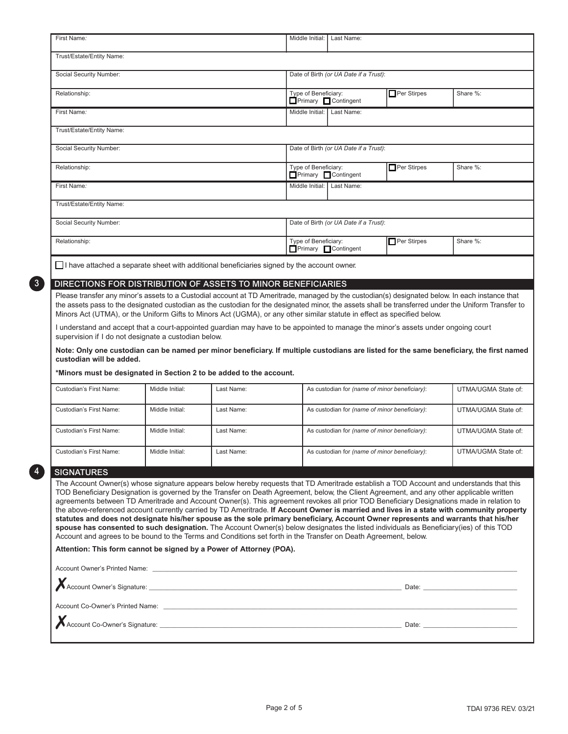| First Name: | Middle Initial: | Last Name: | | |
|---|---|---|---|---|
| Trust/Estate/Entity Name: | | | | |
| Social Security Number: | Date of Birth *(or UA Date if a Trust)*: | | | |
| Relationship: | Type of Beneficiary: ☐ Primary ☐ Contingent | | ☐ Per Stirpes | Share %: |
| First Name: | Middle Initial: | Last Name: | | |
| Trust/Estate/Entity Name: | | | | |
| Social Security Number: | Date of Birth *(or UA Date if a Trust)*: | | | |
| Relationship: | Type of Beneficiary: ☐ Primary ☐ Contingent | | ☐ Per Stirpes | Share %: |
| First Name: | Middle Initial: | Last Name: | | |
| Trust/Estate/Entity Name: | | | | |
| Social Security Number: | Date of Birth *(or UA Date if a Trust)*: | | | |
| Relationship: | Type of Beneficiary: ☐ Primary ☐ Contingent | | ☐ Per Stirpes | Share %: |

☐ I have attached a separate sheet with additional beneficiaries signed by the account owner.

## 3 DIRECTIONS FOR DISTRIBUTION OF ASSETS TO MINOR BENEFICIARIES

Please transfer any minor's assets to a Custodial account at TD Ameritrade, managed by the custodian(s) designated below. In each instance that the assets pass to the designated custodian as the custodian for the designated minor, the assets shall be transferred under the Uniform Transfer to Minors Act (UTMA), or the Uniform Gifts to Minors Act (UGMA), or any other similar statute in effect as specified below.

I understand and accept that a court-appointed guardian may have to be appointed to manage the minor's assets under ongoing court supervision if I do not designate a custodian below.

**Note: Only one custodian can be named per minor beneficiary. If multiple custodians are listed for the same beneficiary, the first named custodian will be added.**

**\*Minors must be designated in Section 2 to be added to the account.**

| Custodian's First Name: | Middle Initial: | Last Name: | As custodian for *(name of minor beneficiary)*: | UTMA/UGMA State of: |
|---|---|---|---|---|
| Custodian's First Name: | Middle Initial: | Last Name: | As custodian for *(name of minor beneficiary)*: | UTMA/UGMA State of: |
| Custodian's First Name: | Middle Initial: | Last Name: | As custodian for *(name of minor beneficiary)*: | UTMA/UGMA State of: |
| Custodian's First Name: | Middle Initial: | Last Name: | As custodian for *(name of minor beneficiary)*: | UTMA/UGMA State of: |

## 4 SIGNATURES

The Account Owner(s) whose signature appears below hereby requests that TD Ameritrade establish a TOD Account and understands that this TOD Beneficiary Designation is governed by the Transfer on Death Agreement, below, the Client Agreement, and any other applicable written agreements between TD Ameritrade and Account Owner(s). This agreement revokes all prior TOD Beneficiary Designations made in relation to the above-referenced account currently carried by TD Ameritrade. **If Account Owner is married and lives in a state with community property statutes and does not designate his/her spouse as the sole primary beneficiary, Account Owner represents and warrants that his/her spouse has consented to such designation.** The Account Owner(s) below designates the listed individuals as Beneficiary(ies) of this TOD Account and agrees to be bound to the Terms and Conditions set forth in the Transfer on Death Agreement, below.

**Attention: This form cannot be signed by a Power of Attorney (POA).**

Account Owner's Printed Name: ______________________________

✗ Account Owner's Signature: ______________________________ Date: ______________

Account Co-Owner's Printed Name: ______________________________

✗ Account Co-Owner's Signature: ______________________________ Date: ______________

TDAI 9736 REV. 03/21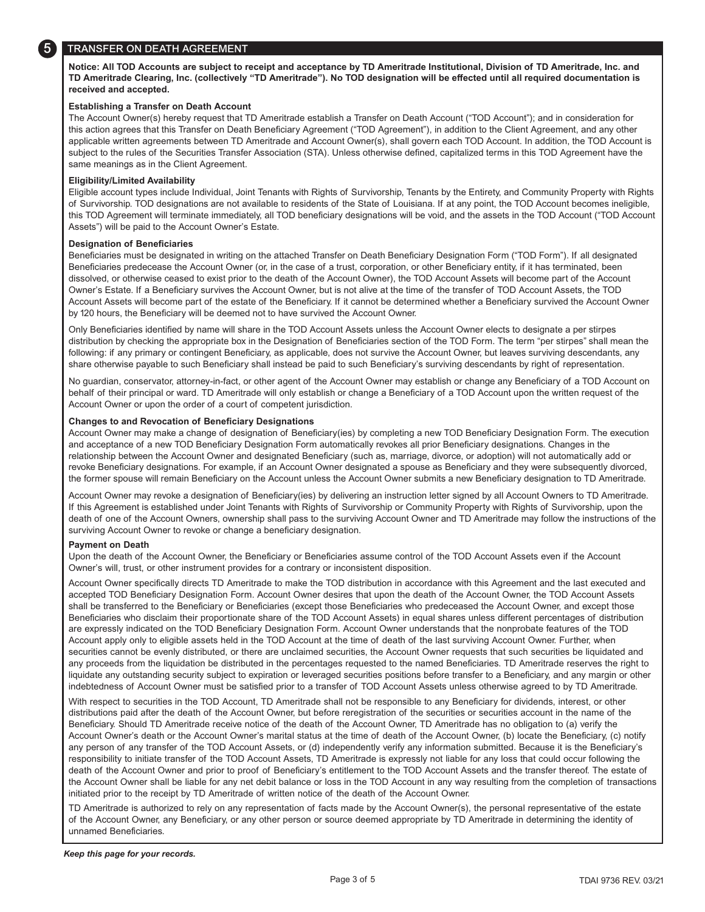## 5 TRANSFER ON DEATH AGREEMENT

**Notice: All TOD Accounts are subject to receipt and acceptance by TD Ameritrade Institutional, Division of TD Ameritrade, Inc. and TD Ameritrade Clearing, Inc. (collectively "TD Ameritrade"). No TOD designation will be effected until all required documentation is received and accepted.**

**Establishing a Transfer on Death Account**

The Account Owner(s) hereby request that TD Ameritrade establish a Transfer on Death Account ("TOD Account"); and in consideration for this action agrees that this Transfer on Death Beneficiary Agreement ("TOD Agreement"), in addition to the Client Agreement, and any other applicable written agreements between TD Ameritrade and Account Owner(s), shall govern each TOD Account. In addition, the TOD Account is subject to the rules of the Securities Transfer Association (STA). Unless otherwise defined, capitalized terms in this TOD Agreement have the same meanings as in the Client Agreement.

**Eligibility/Limited Availability**

Eligible account types include Individual, Joint Tenants with Rights of Survivorship, Tenants by the Entirety, and Community Property with Rights of Survivorship. TOD designations are not available to residents of the State of Louisiana. If at any point, the TOD Account becomes ineligible, this TOD Agreement will terminate immediately, all TOD beneficiary designations will be void, and the assets in the TOD Account ("TOD Account Assets") will be paid to the Account Owner's Estate.

**Designation of Beneficiaries**

Beneficiaries must be designated in writing on the attached Transfer on Death Beneficiary Designation Form ("TOD Form"). If all designated Beneficiaries predecease the Account Owner (or, in the case of a trust, corporation, or other Beneficiary entity, if it has terminated, been dissolved, or otherwise ceased to exist prior to the death of the Account Owner), the TOD Account Assets will become part of the Account Owner's Estate. If a Beneficiary survives the Account Owner, but is not alive at the time of the transfer of TOD Account Assets, the TOD Account Assets will become part of the estate of the Beneficiary. If it cannot be determined whether a Beneficiary survived the Account Owner by 120 hours, the Beneficiary will be deemed not to have survived the Account Owner.

Only Beneficiaries identified by name will share in the TOD Account Assets unless the Account Owner elects to designate a per stirpes distribution by checking the appropriate box in the Designation of Beneficiaries section of the TOD Form. The term "per stirpes" shall mean the following: if any primary or contingent Beneficiary, as applicable, does not survive the Account Owner, but leaves surviving descendants, any share otherwise payable to such Beneficiary shall instead be paid to such Beneficiary's surviving descendants by right of representation.

No guardian, conservator, attorney-in-fact, or other agent of the Account Owner may establish or change any Beneficiary of a TOD Account on behalf of their principal or ward. TD Ameritrade will only establish or change a Beneficiary of a TOD Account upon the written request of the Account Owner or upon the order of a court of competent jurisdiction.

**Changes to and Revocation of Beneficiary Designations**

Account Owner may make a change of designation of Beneficiary(ies) by completing a new TOD Beneficiary Designation Form. The execution and acceptance of a new TOD Beneficiary Designation Form automatically revokes all prior Beneficiary designations. Changes in the relationship between the Account Owner and designated Beneficiary (such as, marriage, divorce, or adoption) will not automatically add or revoke Beneficiary designations. For example, if an Account Owner designated a spouse as Beneficiary and they were subsequently divorced, the former spouse will remain Beneficiary on the Account unless the Account Owner submits a new Beneficiary designation to TD Ameritrade.

Account Owner may revoke a designation of Beneficiary(ies) by delivering an instruction letter signed by all Account Owners to TD Ameritrade. If this Agreement is established under Joint Tenants with Rights of Survivorship or Community Property with Rights of Survivorship, upon the death of one of the Account Owners, ownership shall pass to the surviving Account Owner and TD Ameritrade may follow the instructions of the surviving Account Owner to revoke or change a beneficiary designation.

**Payment on Death**

Upon the death of the Account Owner, the Beneficiary or Beneficiaries assume control of the TOD Account Assets even if the Account Owner's will, trust, or other instrument provides for a contrary or inconsistent disposition.

Account Owner specifically directs TD Ameritrade to make the TOD distribution in accordance with this Agreement and the last executed and accepted TOD Beneficiary Designation Form. Account Owner desires that upon the death of the Account Owner, the TOD Account Assets shall be transferred to the Beneficiary or Beneficiaries (except those Beneficiaries who predeceased the Account Owner, and except those Beneficiaries who disclaim their proportionate share of the TOD Account Assets) in equal shares unless different percentages of distribution are expressly indicated on the TOD Beneficiary Designation Form. Account Owner understands that the nonprobate features of the TOD Account apply only to eligible assets held in the TOD Account at the time of death of the last surviving Account Owner. Further, when securities cannot be evenly distributed, or there are unclaimed securities, the Account Owner requests that such securities be liquidated and any proceeds from the liquidation be distributed in the percentages requested to the named Beneficiaries. TD Ameritrade reserves the right to liquidate any outstanding security subject to expiration or leveraged securities positions before transfer to a Beneficiary, and any margin or other indebtedness of Account Owner must be satisfied prior to a transfer of TOD Account Assets unless otherwise agreed to by TD Ameritrade.

With respect to securities in the TOD Account, TD Ameritrade shall not be responsible to any Beneficiary for dividends, interest, or other distributions paid after the death of the Account Owner, but before reregistration of the securities or securities account in the name of the Beneficiary. Should TD Ameritrade receive notice of the death of the Account Owner, TD Ameritrade has no obligation to (a) verify the Account Owner's death or the Account Owner's marital status at the time of death of the Account Owner, (b) locate the Beneficiary, (c) notify any person of any transfer of the TOD Account Assets, or (d) independently verify any information submitted. Because it is the Beneficiary's responsibility to initiate transfer of the TOD Account Assets, TD Ameritrade is expressly not liable for any loss that could occur following the death of the Account Owner and prior to proof of Beneficiary's entitlement to the TOD Account Assets and the transfer thereof. The estate of the Account Owner shall be liable for any net debit balance or loss in the TOD Account in any way resulting from the completion of transactions initiated prior to the receipt by TD Ameritrade of written notice of the death of the Account Owner.

TD Ameritrade is authorized to rely on any representation of facts made by the Account Owner(s), the personal representative of the estate of the Account Owner, any Beneficiary, or any other person or source deemed appropriate by TD Ameritrade in determining the identity of unnamed Beneficiaries.

***Keep this page for your records.***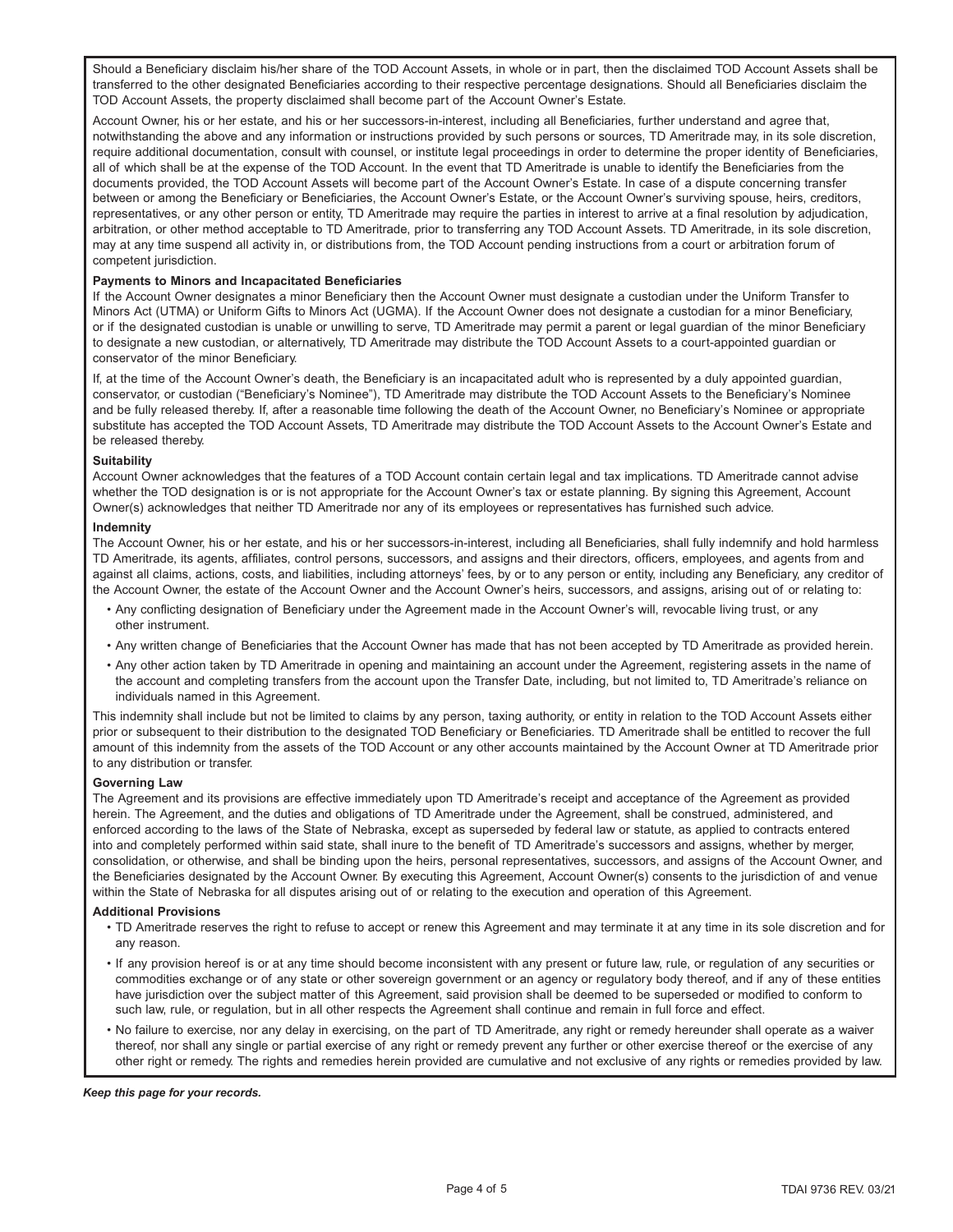Should a Beneficiary disclaim his/her share of the TOD Account Assets, in whole or in part, then the disclaimed TOD Account Assets shall be transferred to the other designated Beneficiaries according to their respective percentage designations. Should all Beneficiaries disclaim the TOD Account Assets, the property disclaimed shall become part of the Account Owner's Estate.

Account Owner, his or her estate, and his or her successors-in-interest, including all Beneficiaries, further understand and agree that, notwithstanding the above and any information or instructions provided by such persons or sources, TD Ameritrade may, in its sole discretion, require additional documentation, consult with counsel, or institute legal proceedings in order to determine the proper identity of Beneficiaries, all of which shall be at the expense of the TOD Account. In the event that TD Ameritrade is unable to identify the Beneficiaries from the documents provided, the TOD Account Assets will become part of the Account Owner's Estate. In case of a dispute concerning transfer between or among the Beneficiary or Beneficiaries, the Account Owner's Estate, or the Account Owner's surviving spouse, heirs, creditors, representatives, or any other person or entity, TD Ameritrade may require the parties in interest to arrive at a final resolution by adjudication, arbitration, or other method acceptable to TD Ameritrade, prior to transferring any TOD Account Assets. TD Ameritrade, in its sole discretion, may at any time suspend all activity in, or distributions from, the TOD Account pending instructions from a court or arbitration forum of competent jurisdiction.

**Payments to Minors and Incapacitated Beneficiaries**

If the Account Owner designates a minor Beneficiary then the Account Owner must designate a custodian under the Uniform Transfer to Minors Act (UTMA) or Uniform Gifts to Minors Act (UGMA). If the Account Owner does not designate a custodian for a minor Beneficiary, or if the designated custodian is unable or unwilling to serve, TD Ameritrade may permit a parent or legal guardian of the minor Beneficiary to designate a new custodian, or alternatively, TD Ameritrade may distribute the TOD Account Assets to a court-appointed guardian or conservator of the minor Beneficiary.

If, at the time of the Account Owner's death, the Beneficiary is an incapacitated adult who is represented by a duly appointed guardian, conservator, or custodian ("Beneficiary's Nominee"), TD Ameritrade may distribute the TOD Account Assets to the Beneficiary's Nominee and be fully released thereby. If, after a reasonable time following the death of the Account Owner, no Beneficiary's Nominee or appropriate substitute has accepted the TOD Account Assets, TD Ameritrade may distribute the TOD Account Assets to the Account Owner's Estate and be released thereby.

**Suitability**

Account Owner acknowledges that the features of a TOD Account contain certain legal and tax implications. TD Ameritrade cannot advise whether the TOD designation is or is not appropriate for the Account Owner's tax or estate planning. By signing this Agreement, Account Owner(s) acknowledges that neither TD Ameritrade nor any of its employees or representatives has furnished such advice.

**Indemnity**

The Account Owner, his or her estate, and his or her successors-in-interest, including all Beneficiaries, shall fully indemnify and hold harmless TD Ameritrade, its agents, affiliates, control persons, successors, and assigns and their directors, officers, employees, and agents from and against all claims, actions, costs, and liabilities, including attorneys' fees, by or to any person or entity, including any Beneficiary, any creditor of the Account Owner, the estate of the Account Owner and the Account Owner's heirs, successors, and assigns, arising out of or relating to:

- Any conflicting designation of Beneficiary under the Agreement made in the Account Owner's will, revocable living trust, or any other instrument.
- Any written change of Beneficiaries that the Account Owner has made that has not been accepted by TD Ameritrade as provided herein.
- Any other action taken by TD Ameritrade in opening and maintaining an account under the Agreement, registering assets in the name of the account and completing transfers from the account upon the Transfer Date, including, but not limited to, TD Ameritrade's reliance on individuals named in this Agreement.

This indemnity shall include but not be limited to claims by any person, taxing authority, or entity in relation to the TOD Account Assets either prior or subsequent to their distribution to the designated TOD Beneficiary or Beneficiaries. TD Ameritrade shall be entitled to recover the full amount of this indemnity from the assets of the TOD Account or any other accounts maintained by the Account Owner at TD Ameritrade prior to any distribution or transfer.

**Governing Law**

The Agreement and its provisions are effective immediately upon TD Ameritrade's receipt and acceptance of the Agreement as provided herein. The Agreement, and the duties and obligations of TD Ameritrade under the Agreement, shall be construed, administered, and enforced according to the laws of the State of Nebraska, except as superseded by federal law or statute, as applied to contracts entered into and completely performed within said state, shall inure to the benefit of TD Ameritrade's successors and assigns, whether by merger, consolidation, or otherwise, and shall be binding upon the heirs, personal representatives, successors, and assigns of the Account Owner, and the Beneficiaries designated by the Account Owner. By executing this Agreement, Account Owner(s) consents to the jurisdiction of and venue within the State of Nebraska for all disputes arising out of or relating to the execution and operation of this Agreement.

**Additional Provisions**

- TD Ameritrade reserves the right to refuse to accept or renew this Agreement and may terminate it at any time in its sole discretion and for any reason.
- If any provision hereof is or at any time should become inconsistent with any present or future law, rule, or regulation of any securities or commodities exchange or of any state or other sovereign government or an agency or regulatory body thereof, and if any of these entities have jurisdiction over the subject matter of this Agreement, said provision shall be deemed to be superseded or modified to conform to such law, rule, or regulation, but in all other respects the Agreement shall continue and remain in full force and effect.
- No failure to exercise, nor any delay in exercising, on the part of TD Ameritrade, any right or remedy hereunder shall operate as a waiver thereof, nor shall any single or partial exercise of any right or remedy prevent any further or other exercise thereof or the exercise of any other right or remedy. The rights and remedies herein provided are cumulative and not exclusive of any rights or remedies provided by law.

***Keep this page for your records.***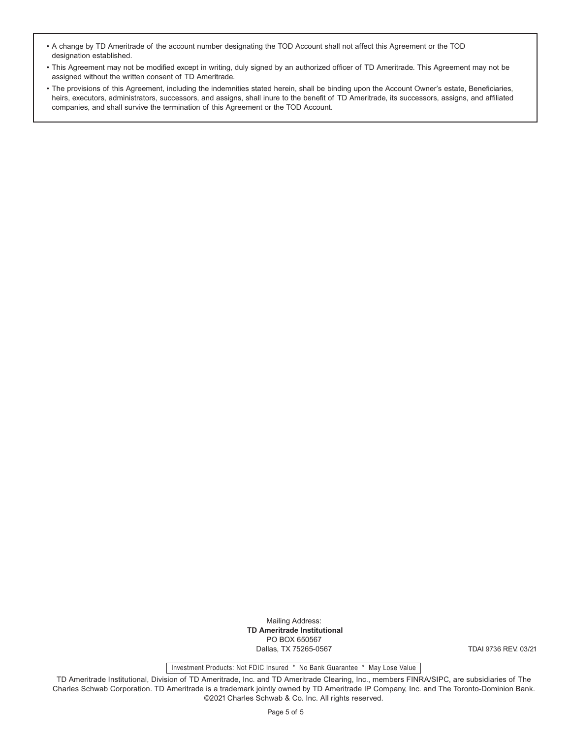- A change by TD Ameritrade of the account number designating the TOD Account shall not affect this Agreement or the TOD designation established.
- This Agreement may not be modified except in writing, duly signed by an authorized officer of TD Ameritrade. This Agreement may not be assigned without the written consent of TD Ameritrade.
- The provisions of this Agreement, including the indemnities stated herein, shall be binding upon the Account Owner's estate, Beneficiaries, heirs, executors, administrators, successors, and assigns, shall inure to the benefit of TD Ameritrade, its successors, assigns, and affiliated companies, and shall survive the termination of this Agreement or the TOD Account.

Mailing Address:
**TD Ameritrade Institutional**
PO BOX 650567
Dallas, TX 75265-0567

TDAI 9736 REV. 03/21

Investment Products: Not FDIC Insured * No Bank Guarantee * May Lose Value

TD Ameritrade Institutional, Division of TD Ameritrade, Inc. and TD Ameritrade Clearing, Inc., members FINRA/SIPC, are subsidiaries of The Charles Schwab Corporation. TD Ameritrade is a trademark jointly owned by TD Ameritrade IP Company, Inc. and The Toronto-Dominion Bank. ©2021 Charles Schwab & Co. Inc. All rights reserved.